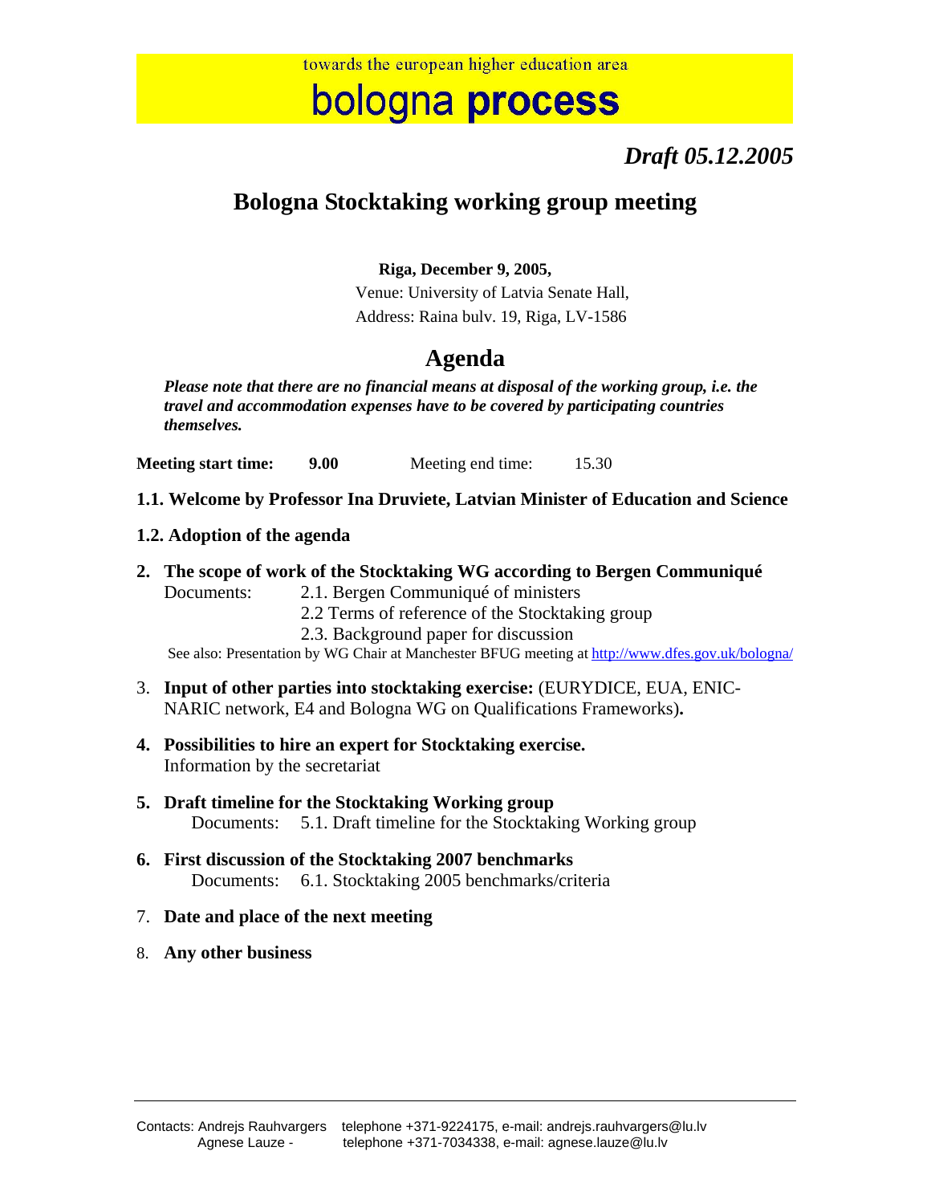towards the european higher education area

# bologna **process**

***Draft 05.12.2005***

## Bologna Stocktaking working group meeting

**Riga, December 9, 2005,**

Venue: University of Latvia Senate Hall,

Address: Raina bulv. 19, Riga, LV-1586

## Agenda

***Please note that there are no financial means at disposal of the working group, i.e. the travel and accommodation expenses have to be covered by participating countries themselves.***

**Meeting start time: 9.00** Meeting end time: 15.30

**1.1. Welcome by Professor Ina Druviete, Latvian Minister of Education and Science**

**1.2. Adoption of the agenda**

2. **The scope of work of the Stocktaking WG according to Bergen Communiqué**
   Documents: 2.1. Bergen Communiqué of ministers
   2.2 Terms of reference of the Stocktaking group
   2.3. Background paper for discussion
   See also: Presentation by WG Chair at Manchester BFUG meeting at http://www.dfes.gov.uk/bologna/

3. **Input of other parties into stocktaking exercise:** (EURYDICE, EUA, ENIC-NARIC network, E4 and Bologna WG on Qualifications Frameworks)**.**

4. **Possibilities to hire an expert for Stocktaking exercise.**
   Information by the secretariat

5. **Draft timeline for the Stocktaking Working group**
   Documents: 5.1. Draft timeline for the Stocktaking Working group

6. **First discussion of the Stocktaking 2007 benchmarks**
   Documents: 6.1. Stocktaking 2005 benchmarks/criteria

7. **Date and place of the next meeting**

8. **Any other business**

Contacts: Andrejs Rauhvargers telephone +371-9224175, e-mail: andrejs.rauhvargers@lu.lv
Agnese Lauze - telephone +371-7034338, e-mail: agnese.lauze@lu.lv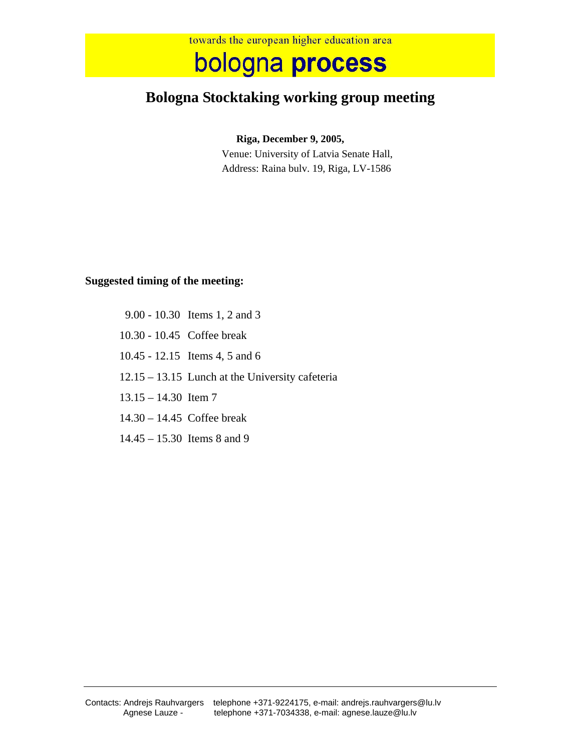towards the european higher education area

# bologna **process**

## Bologna Stocktaking working group meeting

**Riga, December 9, 2005,**

Venue: University of Latvia Senate Hall,

Address: Raina bulv. 19, Riga, LV-1586

**Suggested timing of the meeting:**

| | |
|---|---|
| 9.00 - 10.30 | Items 1, 2 and 3 |
| 10.30 - 10.45 | Coffee break |
| 10.45 - 12.15 | Items 4, 5 and 6 |
| 12.15 – 13.15 | Lunch at the University cafeteria |
| 13.15 – 14.30 | Item 7 |
| 14.30 – 14.45 | Coffee break |
| 14.45 – 15.30 | Items 8 and 9 |

---

Contacts: Andrejs Rauhvargers telephone +371-9224175, e-mail: andrejs.rauhvargers@lu.lv
Agnese Lauze - telephone +371-7034338, e-mail: agnese.lauze@lu.lv